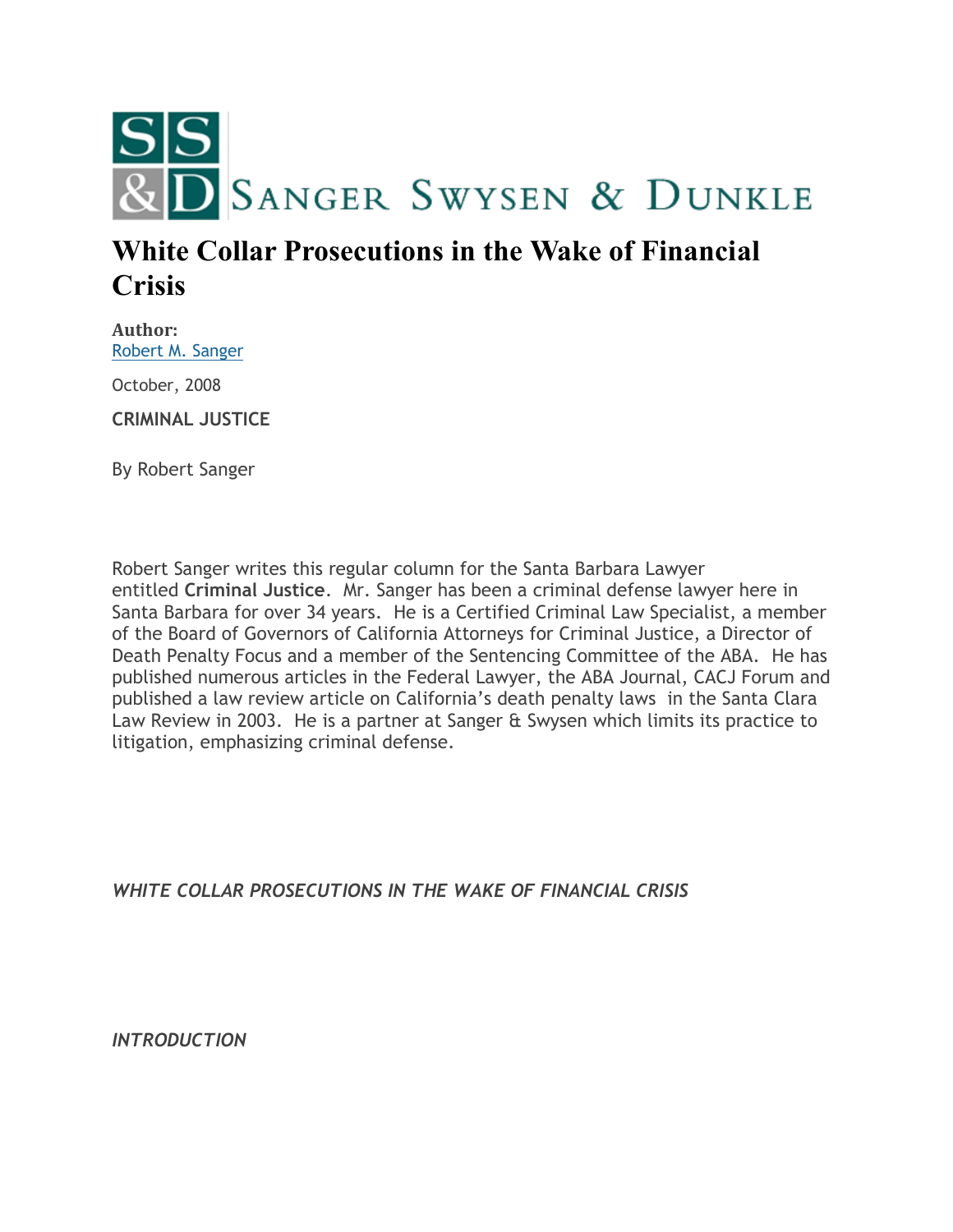SANGER SWYSEN & DUNKLE

# White Collar Prosecutions in the Wake of Financial Crisis

**Author:**
Robert M. Sanger

October, 2008

**CRIMINAL JUSTICE**

By Robert Sanger

Robert Sanger writes this regular column for the Santa Barbara Lawyer entitled **Criminal Justice**. Mr. Sanger has been a criminal defense lawyer here in Santa Barbara for over 34 years. He is a Certified Criminal Law Specialist, a member of the Board of Governors of California Attorneys for Criminal Justice, a Director of Death Penalty Focus and a member of the Sentencing Committee of the ABA. He has published numerous articles in the Federal Lawyer, the ABA Journal, CACJ Forum and published a law review article on California's death penalty laws in the Santa Clara Law Review in 2003. He is a partner at Sanger & Swysen which limits its practice to litigation, emphasizing criminal defense.

***WHITE COLLAR PROSECUTIONS IN THE WAKE OF FINANCIAL CRISIS***

***INTRODUCTION***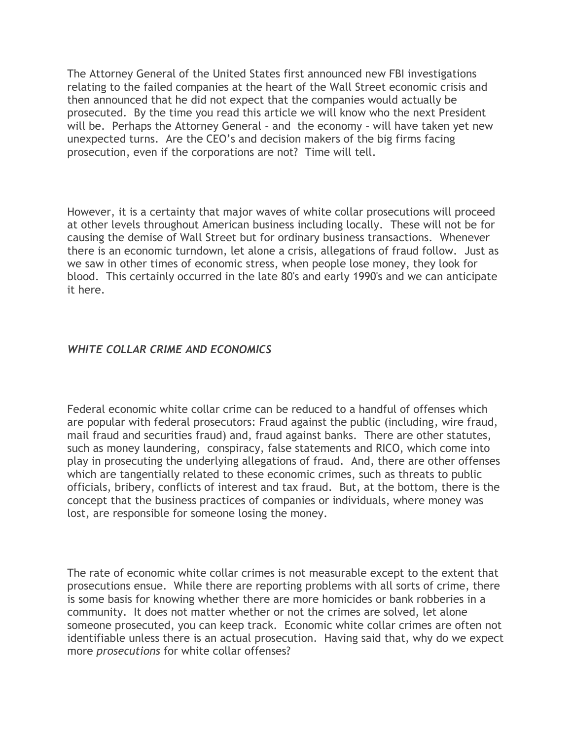The Attorney General of the United States first announced new FBI investigations relating to the failed companies at the heart of the Wall Street economic crisis and then announced that he did not expect that the companies would actually be prosecuted. By the time you read this article we will know who the next President will be. Perhaps the Attorney General – and the economy – will have taken yet new unexpected turns. Are the CEO's and decision makers of the big firms facing prosecution, even if the corporations are not? Time will tell.

However, it is a certainty that major waves of white collar prosecutions will proceed at other levels throughout American business including locally. These will not be for causing the demise of Wall Street but for ordinary business transactions. Whenever there is an economic turndown, let alone a crisis, allegations of fraud follow. Just as we saw in other times of economic stress, when people lose money, they look for blood. This certainly occurred in the late 80's and early 1990's and we can anticipate it here.

***WHITE COLLAR CRIME AND ECONOMICS***

Federal economic white collar crime can be reduced to a handful of offenses which are popular with federal prosecutors: Fraud against the public (including, wire fraud, mail fraud and securities fraud) and, fraud against banks. There are other statutes, such as money laundering, conspiracy, false statements and RICO, which come into play in prosecuting the underlying allegations of fraud. And, there are other offenses which are tangentially related to these economic crimes, such as threats to public officials, bribery, conflicts of interest and tax fraud. But, at the bottom, there is the concept that the business practices of companies or individuals, where money was lost, are responsible for someone losing the money.

The rate of economic white collar crimes is not measurable except to the extent that prosecutions ensue. While there are reporting problems with all sorts of crime, there is some basis for knowing whether there are more homicides or bank robberies in a community. It does not matter whether or not the crimes are solved, let alone someone prosecuted, you can keep track. Economic white collar crimes are often not identifiable unless there is an actual prosecution. Having said that, why do we expect more *prosecutions* for white collar offenses?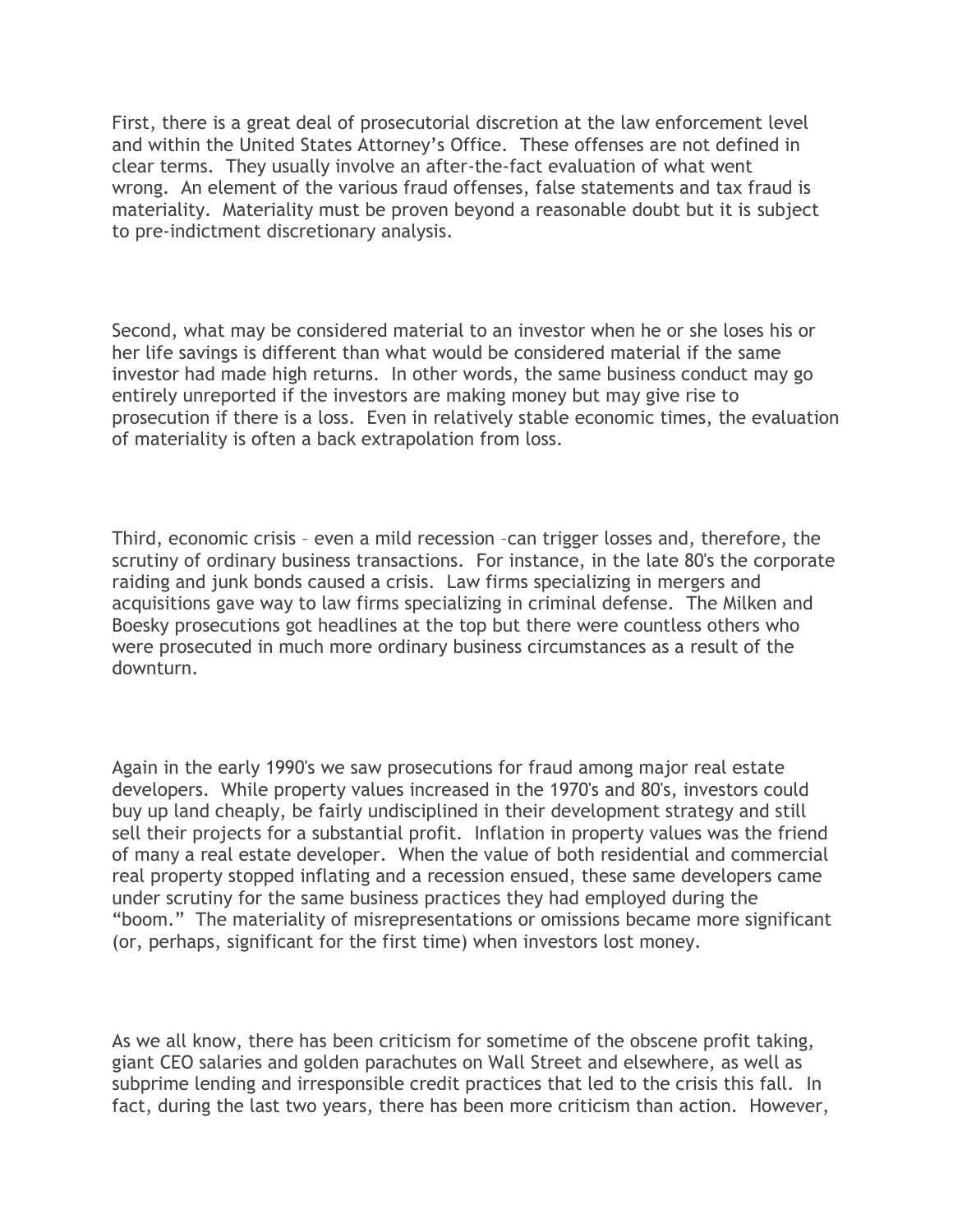First, there is a great deal of prosecutorial discretion at the law enforcement level and within the United States Attorney's Office. These offenses are not defined in clear terms. They usually involve an after-the-fact evaluation of what went wrong. An element of the various fraud offenses, false statements and tax fraud is materiality. Materiality must be proven beyond a reasonable doubt but it is subject to pre-indictment discretionary analysis.

Second, what may be considered material to an investor when he or she loses his or her life savings is different than what would be considered material if the same investor had made high returns. In other words, the same business conduct may go entirely unreported if the investors are making money but may give rise to prosecution if there is a loss. Even in relatively stable economic times, the evaluation of materiality is often a back extrapolation from loss.

Third, economic crisis – even a mild recession –can trigger losses and, therefore, the scrutiny of ordinary business transactions. For instance, in the late 80's the corporate raiding and junk bonds caused a crisis. Law firms specializing in mergers and acquisitions gave way to law firms specializing in criminal defense. The Milken and Boesky prosecutions got headlines at the top but there were countless others who were prosecuted in much more ordinary business circumstances as a result of the downturn.

Again in the early 1990's we saw prosecutions for fraud among major real estate developers. While property values increased in the 1970's and 80's, investors could buy up land cheaply, be fairly undisciplined in their development strategy and still sell their projects for a substantial profit. Inflation in property values was the friend of many a real estate developer. When the value of both residential and commercial real property stopped inflating and a recession ensued, these same developers came under scrutiny for the same business practices they had employed during the "boom." The materiality of misrepresentations or omissions became more significant (or, perhaps, significant for the first time) when investors lost money.

As we all know, there has been criticism for sometime of the obscene profit taking, giant CEO salaries and golden parachutes on Wall Street and elsewhere, as well as subprime lending and irresponsible credit practices that led to the crisis this fall. In fact, during the last two years, there has been more criticism than action. However,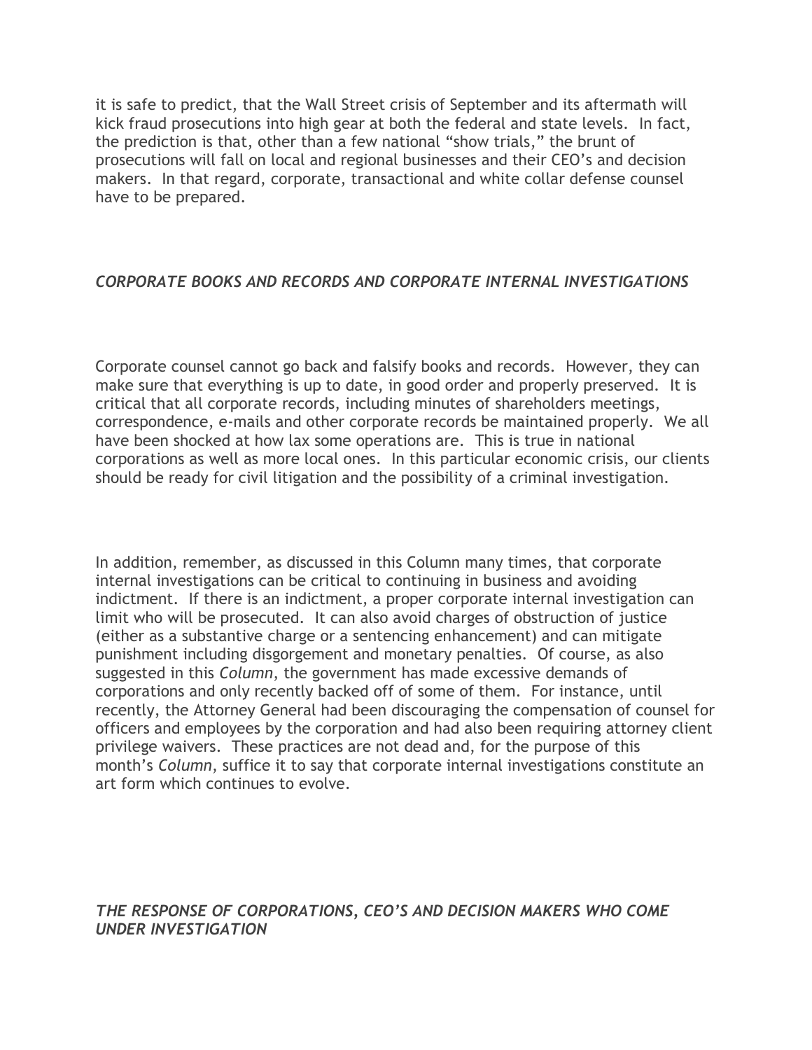it is safe to predict, that the Wall Street crisis of September and its aftermath will kick fraud prosecutions into high gear at both the federal and state levels. In fact, the prediction is that, other than a few national "show trials," the brunt of prosecutions will fall on local and regional businesses and their CEO's and decision makers. In that regard, corporate, transactional and white collar defense counsel have to be prepared.

### *CORPORATE BOOKS AND RECORDS AND CORPORATE INTERNAL INVESTIGATIONS*

Corporate counsel cannot go back and falsify books and records. However, they can make sure that everything is up to date, in good order and properly preserved. It is critical that all corporate records, including minutes of shareholders meetings, correspondence, e-mails and other corporate records be maintained properly. We all have been shocked at how lax some operations are. This is true in national corporations as well as more local ones. In this particular economic crisis, our clients should be ready for civil litigation and the possibility of a criminal investigation.

In addition, remember, as discussed in this Column many times, that corporate internal investigations can be critical to continuing in business and avoiding indictment. If there is an indictment, a proper corporate internal investigation can limit who will be prosecuted. It can also avoid charges of obstruction of justice (either as a substantive charge or a sentencing enhancement) and can mitigate punishment including disgorgement and monetary penalties. Of course, as also suggested in this *Column*, the government has made excessive demands of corporations and only recently backed off of some of them. For instance, until recently, the Attorney General had been discouraging the compensation of counsel for officers and employees by the corporation and had also been requiring attorney client privilege waivers. These practices are not dead and, for the purpose of this month's *Column*, suffice it to say that corporate internal investigations constitute an art form which continues to evolve.

### *THE RESPONSE OF CORPORATIONS, CEO'S AND DECISION MAKERS WHO COME UNDER INVESTIGATION*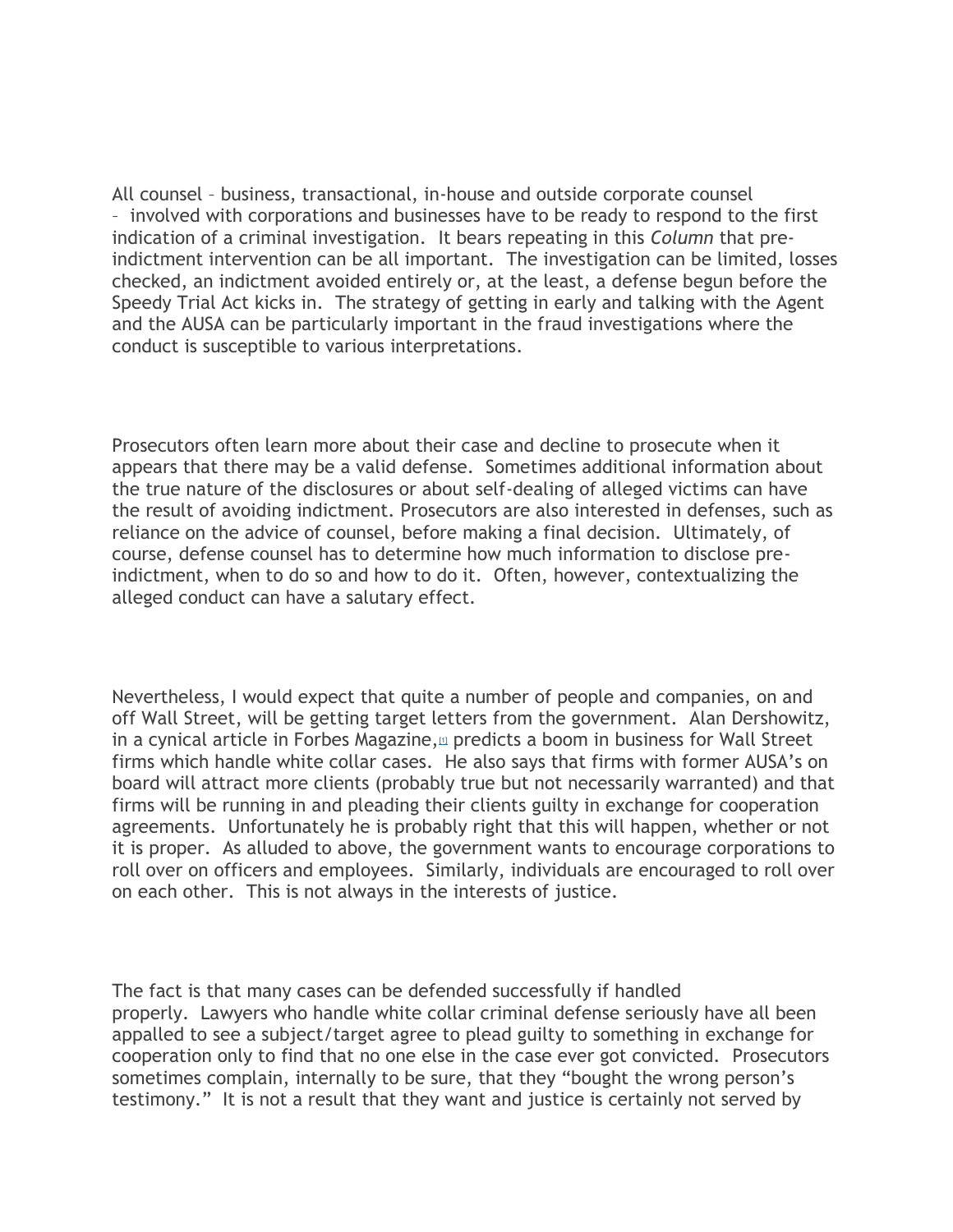All counsel – business, transactional, in-house and outside corporate counsel – involved with corporations and businesses have to be ready to respond to the first indication of a criminal investigation. It bears repeating in this *Column* that pre-indictment intervention can be all important. The investigation can be limited, losses checked, an indictment avoided entirely or, at the least, a defense begun before the Speedy Trial Act kicks in. The strategy of getting in early and talking with the Agent and the AUSA can be particularly important in the fraud investigations where the conduct is susceptible to various interpretations.

Prosecutors often learn more about their case and decline to prosecute when it appears that there may be a valid defense. Sometimes additional information about the true nature of the disclosures or about self-dealing of alleged victims can have the result of avoiding indictment. Prosecutors are also interested in defenses, such as reliance on the advice of counsel, before making a final decision. Ultimately, of course, defense counsel has to determine how much information to disclose pre-indictment, when to do so and how to do it. Often, however, contextualizing the alleged conduct can have a salutary effect.

Nevertheless, I would expect that quite a number of people and companies, on and off Wall Street, will be getting target letters from the government. Alan Dershowitz, in a cynical article in Forbes Magazine,[1] predicts a boom in business for Wall Street firms which handle white collar cases. He also says that firms with former AUSA's on board will attract more clients (probably true but not necessarily warranted) and that firms will be running in and pleading their clients guilty in exchange for cooperation agreements. Unfortunately he is probably right that this will happen, whether or not it is proper. As alluded to above, the government wants to encourage corporations to roll over on officers and employees. Similarly, individuals are encouraged to roll over on each other. This is not always in the interests of justice.

The fact is that many cases can be defended successfully if handled properly. Lawyers who handle white collar criminal defense seriously have all been appalled to see a subject/target agree to plead guilty to something in exchange for cooperation only to find that no one else in the case ever got convicted. Prosecutors sometimes complain, internally to be sure, that they "bought the wrong person's testimony." It is not a result that they want and justice is certainly not served by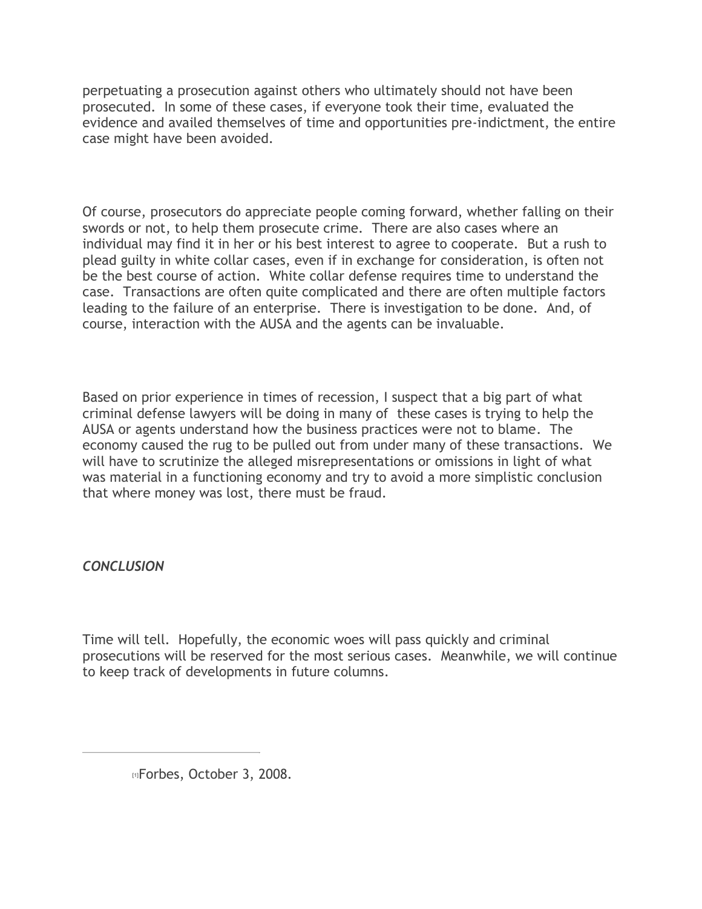perpetuating a prosecution against others who ultimately should not have been prosecuted. In some of these cases, if everyone took their time, evaluated the evidence and availed themselves of time and opportunities pre-indictment, the entire case might have been avoided.

Of course, prosecutors do appreciate people coming forward, whether falling on their swords or not, to help them prosecute crime. There are also cases where an individual may find it in her or his best interest to agree to cooperate. But a rush to plead guilty in white collar cases, even if in exchange for consideration, is often not be the best course of action. White collar defense requires time to understand the case. Transactions are often quite complicated and there are often multiple factors leading to the failure of an enterprise. There is investigation to be done. And, of course, interaction with the AUSA and the agents can be invaluable.

Based on prior experience in times of recession, I suspect that a big part of what criminal defense lawyers will be doing in many of these cases is trying to help the AUSA or agents understand how the business practices were not to blame. The economy caused the rug to be pulled out from under many of these transactions. We will have to scrutinize the alleged misrepresentations or omissions in light of what was material in a functioning economy and try to avoid a more simplistic conclusion that where money was lost, there must be fraud.

***CONCLUSION***

Time will tell. Hopefully, the economic woes will pass quickly and criminal prosecutions will be reserved for the most serious cases. Meanwhile, we will continue to keep track of developments in future columns.

---

[1] Forbes, October 3, 2008.